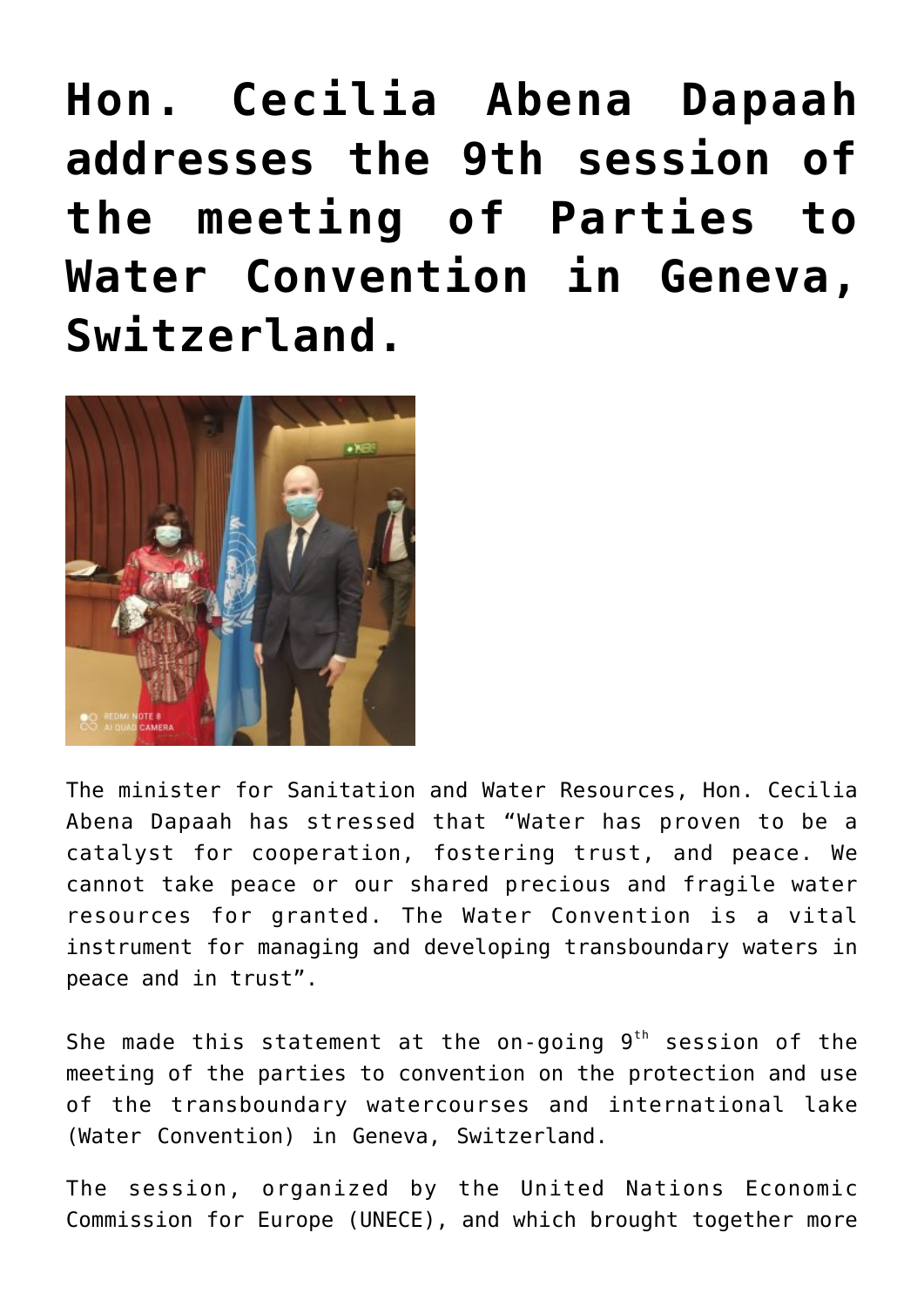# Hon. Cecilia Abena Dapaah addresses the 9th session of the meeting of Parties to Water Convention in Geneva, Switzerland.

The minister for Sanitation and Water Resources, Hon. Cecilia Abena Dapaah has stressed that "Water has proven to be a catalyst for cooperation, fostering trust, and peace. We cannot take peace or our shared precious and fragile water resources for granted. The Water Convention is a vital instrument for managing and developing transboundary waters in peace and in trust".

She made this statement at the on-going 9th session of the meeting of the parties to convention on the protection and use of the transboundary watercourses and international lake (Water Convention) in Geneva, Switzerland.

The session, organized by the United Nations Economic Commission for Europe (UNECE), and which brought together more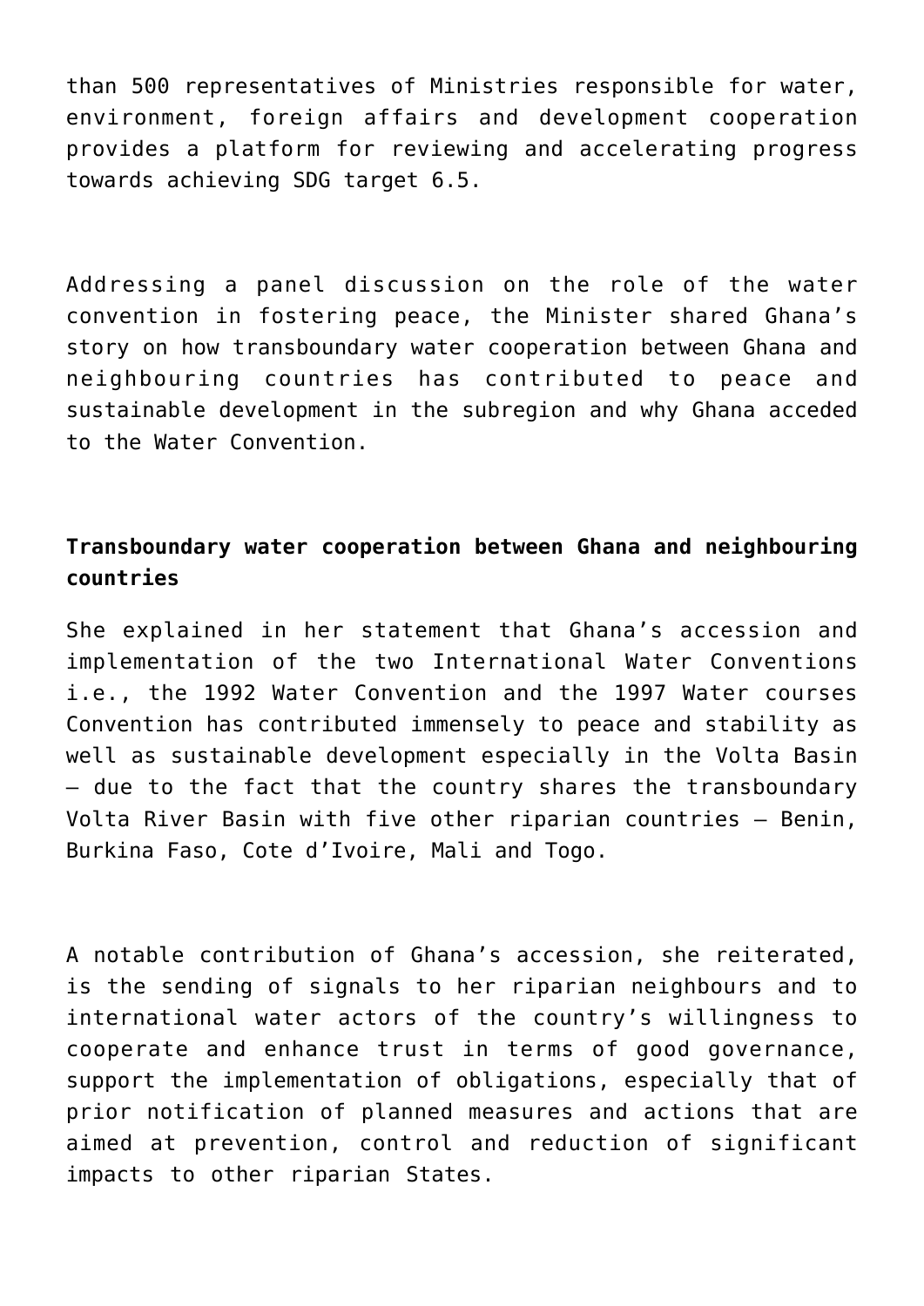than 500 representatives of Ministries responsible for water, environment, foreign affairs and development cooperation provides a platform for reviewing and accelerating progress towards achieving SDG target 6.5.

Addressing a panel discussion on the role of the water convention in fostering peace, the Minister shared Ghana's story on how transboundary water cooperation between Ghana and neighbouring countries has contributed to peace and sustainable development in the subregion and why Ghana acceded to the Water Convention.

**Transboundary water cooperation between Ghana and neighbouring countries**

She explained in her statement that Ghana's accession and implementation of the two International Water Conventions i.e., the 1992 Water Convention and the 1997 Water courses Convention has contributed immensely to peace and stability as well as sustainable development especially in the Volta Basin – due to the fact that the country shares the transboundary Volta River Basin with five other riparian countries – Benin, Burkina Faso, Cote d'Ivoire, Mali and Togo.

A notable contribution of Ghana's accession, she reiterated, is the sending of signals to her riparian neighbours and to international water actors of the country's willingness to cooperate and enhance trust in terms of good governance, support the implementation of obligations, especially that of prior notification of planned measures and actions that are aimed at prevention, control and reduction of significant impacts to other riparian States.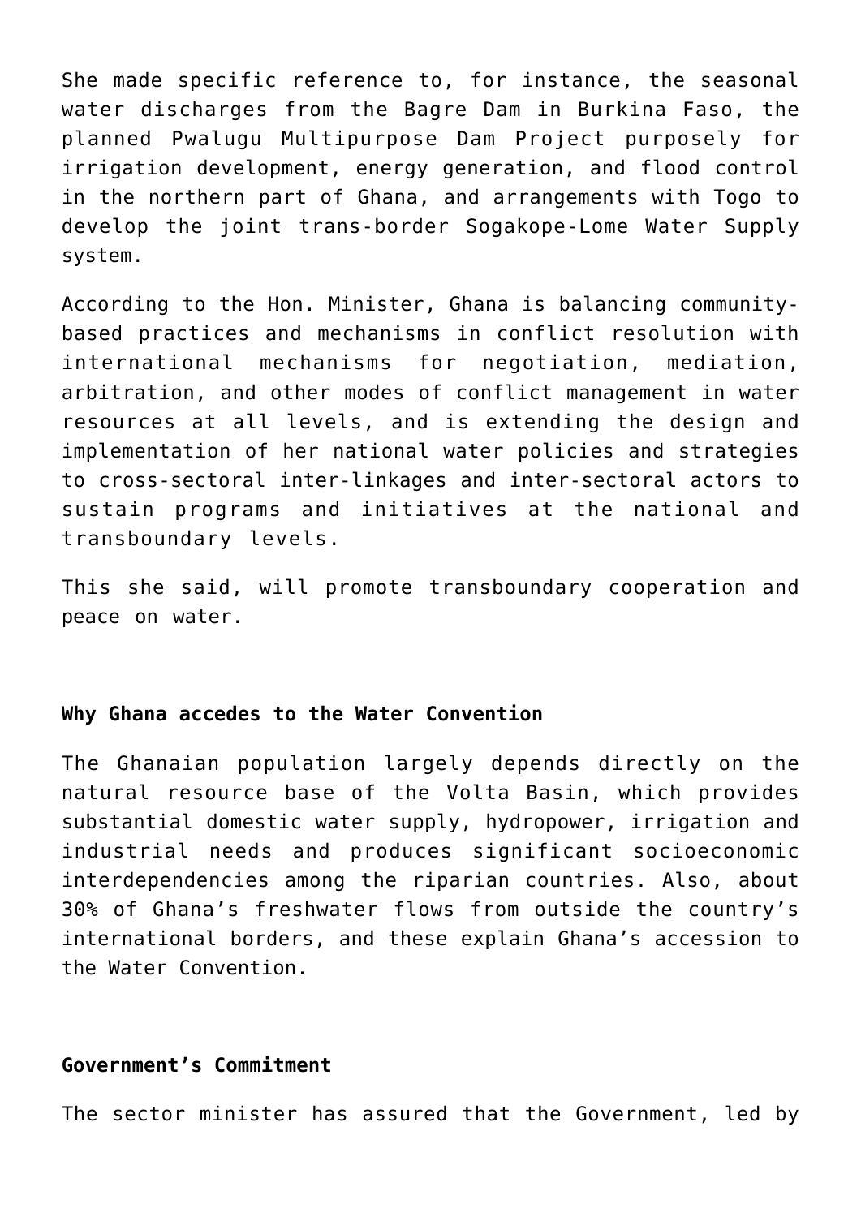She made specific reference to, for instance, the seasonal water discharges from the Bagre Dam in Burkina Faso, the planned Pwalugu Multipurpose Dam Project purposely for irrigation development, energy generation, and flood control in the northern part of Ghana, and arrangements with Togo to develop the joint trans-border Sogakope-Lome Water Supply system.

According to the Hon. Minister, Ghana is balancing community-based practices and mechanisms in conflict resolution with international mechanisms for negotiation, mediation, arbitration, and other modes of conflict management in water resources at all levels, and is extending the design and implementation of her national water policies and strategies to cross-sectoral inter-linkages and inter-sectoral actors to sustain programs and initiatives at the national and transboundary levels.

This she said, will promote transboundary cooperation and peace on water.

**Why Ghana accedes to the Water Convention**

The Ghanaian population largely depends directly on the natural resource base of the Volta Basin, which provides substantial domestic water supply, hydropower, irrigation and industrial needs and produces significant socioeconomic interdependencies among the riparian countries. Also, about 30% of Ghana's freshwater flows from outside the country's international borders, and these explain Ghana's accession to the Water Convention.

**Government's Commitment**

The sector minister has assured that the Government, led by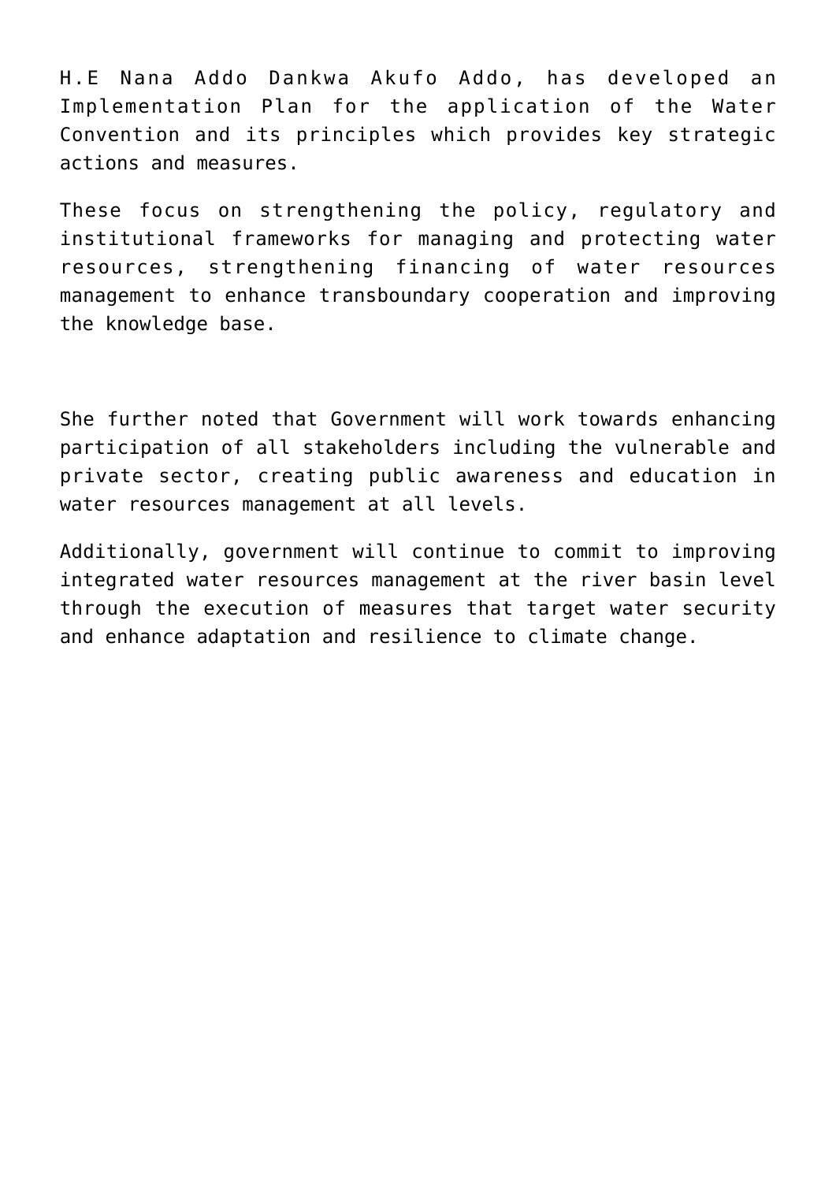H.E Nana Addo Dankwa Akufo Addo, has developed an Implementation Plan for the application of the Water Convention and its principles which provides key strategic actions and measures.

These focus on strengthening the policy, regulatory and institutional frameworks for managing and protecting water resources, strengthening financing of water resources management to enhance transboundary cooperation and improving the knowledge base.

She further noted that Government will work towards enhancing participation of all stakeholders including the vulnerable and private sector, creating public awareness and education in water resources management at all levels.

Additionally, government will continue to commit to improving integrated water resources management at the river basin level through the execution of measures that target water security and enhance adaptation and resilience to climate change.